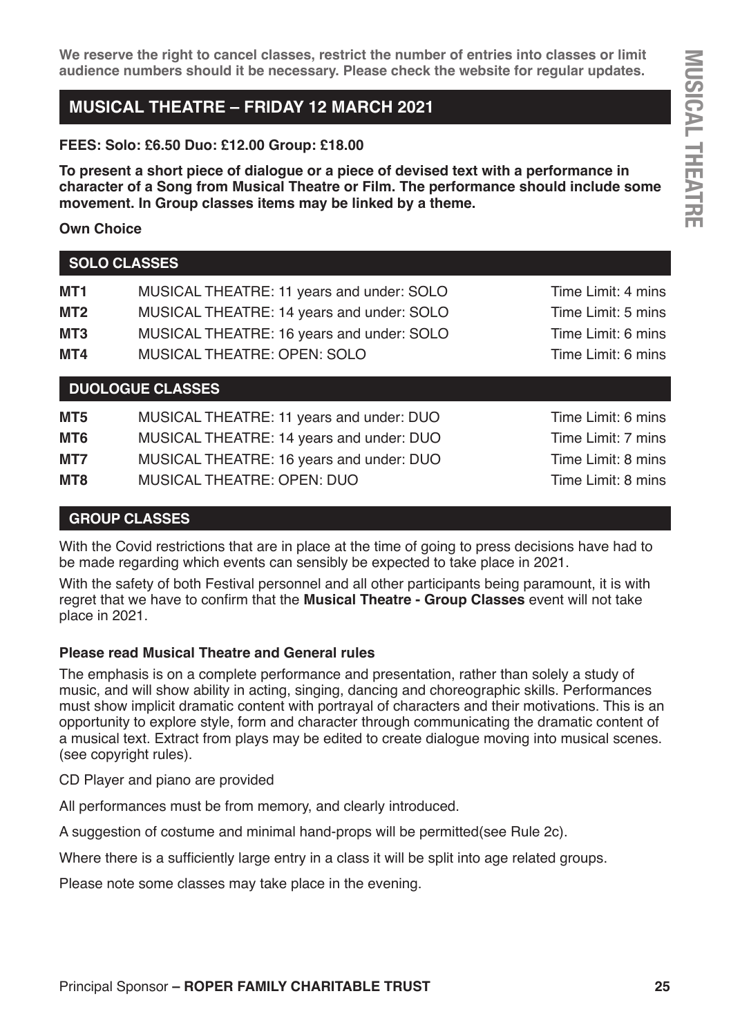**We reserve the right to cancel classes, restrict the number of entries into classes or limit audience numbers should it be necessary. Please check the website for regular updates.**

## MUSICAL THEATRE – FRIDAY 12 MARCH 2021

**FEES: Solo: £6.50 Duo: £12.00 Group: £18.00**

**To present a short piece of dialogue or a piece of devised text with a performance in character of a Song from Musical Theatre or Film. The performance should include some movement. In Group classes items may be linked by a theme.**

**Own Choice**

### SOLO CLASSES

| | | |
|---|---|---|
| **MT1** | MUSICAL THEATRE: 11 years and under: SOLO | Time Limit: 4 mins |
| **MT2** | MUSICAL THEATRE: 14 years and under: SOLO | Time Limit: 5 mins |
| **MT3** | MUSICAL THEATRE: 16 years and under: SOLO | Time Limit: 6 mins |
| **MT4** | MUSICAL THEATRE: OPEN: SOLO | Time Limit: 6 mins |

### DUOLOGUE CLASSES

| | | |
|---|---|---|
| **MT5** | MUSICAL THEATRE: 11 years and under: DUO | Time Limit: 6 mins |
| **MT6** | MUSICAL THEATRE: 14 years and under: DUO | Time Limit: 7 mins |
| **MT7** | MUSICAL THEATRE: 16 years and under: DUO | Time Limit: 8 mins |
| **MT8** | MUSICAL THEATRE: OPEN: DUO | Time Limit: 8 mins |

### GROUP CLASSES

With the Covid restrictions that are in place at the time of going to press decisions have had to be made regarding which events can sensibly be expected to take place in 2021.

With the safety of both Festival personnel and all other participants being paramount, it is with regret that we have to confirm that the **Musical Theatre - Group Classes** event will not take place in 2021.

**Please read Musical Theatre and General rules**

The emphasis is on a complete performance and presentation, rather than solely a study of music, and will show ability in acting, singing, dancing and choreographic skills. Performances must show implicit dramatic content with portrayal of characters and their motivations. This is an opportunity to explore style, form and character through communicating the dramatic content of a musical text. Extract from plays may be edited to create dialogue moving into musical scenes. (see copyright rules).

CD Player and piano are provided

All performances must be from memory, and clearly introduced.

A suggestion of costume and minimal hand-props will be permitted(see Rule 2c).

Where there is a sufficiently large entry in a class it will be split into age related groups.

Please note some classes may take place in the evening.

Principal Sponsor **– ROPER FAMILY CHARITABLE TRUST**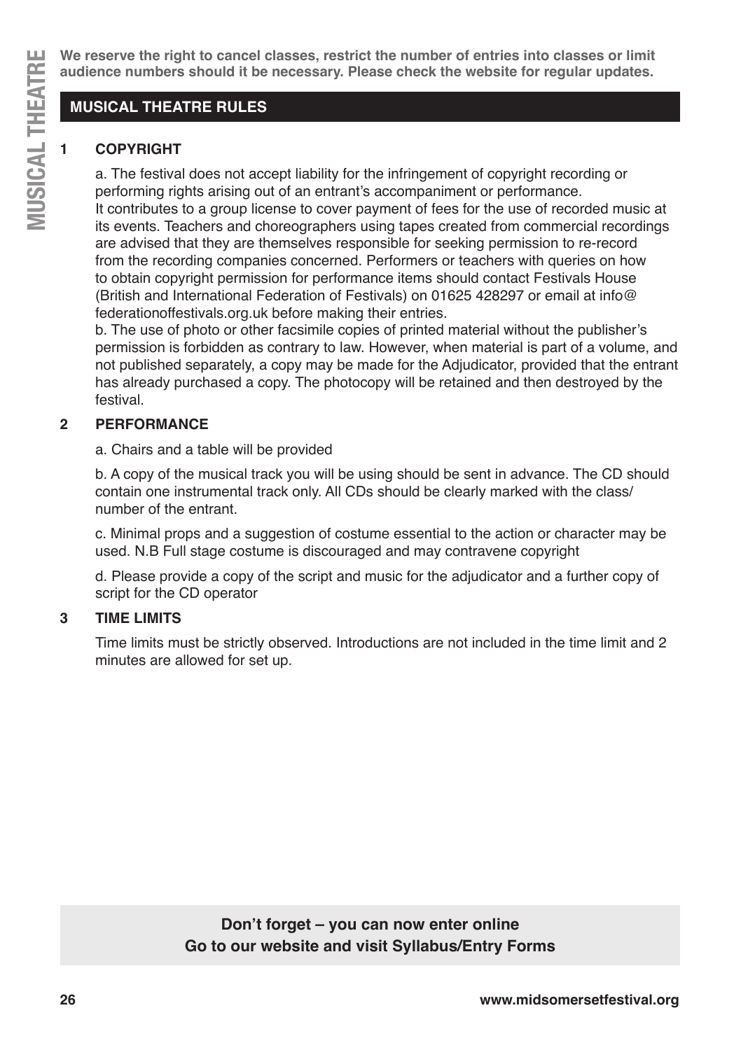**We reserve the right to cancel classes, restrict the number of entries into classes or limit audience numbers should it be necessary. Please check the website for regular updates.**

## MUSICAL THEATRE RULES

### 1 COPYRIGHT

a. The festival does not accept liability for the infringement of copyright recording or performing rights arising out of an entrant's accompaniment or performance.
It contributes to a group license to cover payment of fees for the use of recorded music at its events. Teachers and choreographers using tapes created from commercial recordings are advised that they are themselves responsible for seeking permission to re-record from the recording companies concerned. Performers or teachers with queries on how to obtain copyright permission for performance items should contact Festivals House (British and International Federation of Festivals) on 01625 428297 or email at info@federationoffestivals.org.uk before making their entries.
b. The use of photo or other facsimile copies of printed material without the publisher's permission is forbidden as contrary to law. However, when material is part of a volume, and not published separately, a copy may be made for the Adjudicator, provided that the entrant has already purchased a copy. The photocopy will be retained and then destroyed by the festival.

### 2 PERFORMANCE

a. Chairs and a table will be provided

b. A copy of the musical track you will be using should be sent in advance. The CD should contain one instrumental track only. All CDs should be clearly marked with the class/number of the entrant.

c. Minimal props and a suggestion of costume essential to the action or character may be used. N.B Full stage costume is discouraged and may contravene copyright

d. Please provide a copy of the script and music for the adjudicator and a further copy of script for the CD operator

### 3 TIME LIMITS

Time limits must be strictly observed. Introductions are not included in the time limit and 2 minutes are allowed for set up.

**Don't forget – you can now enter online**
**Go to our website and visit Syllabus/Entry Forms**